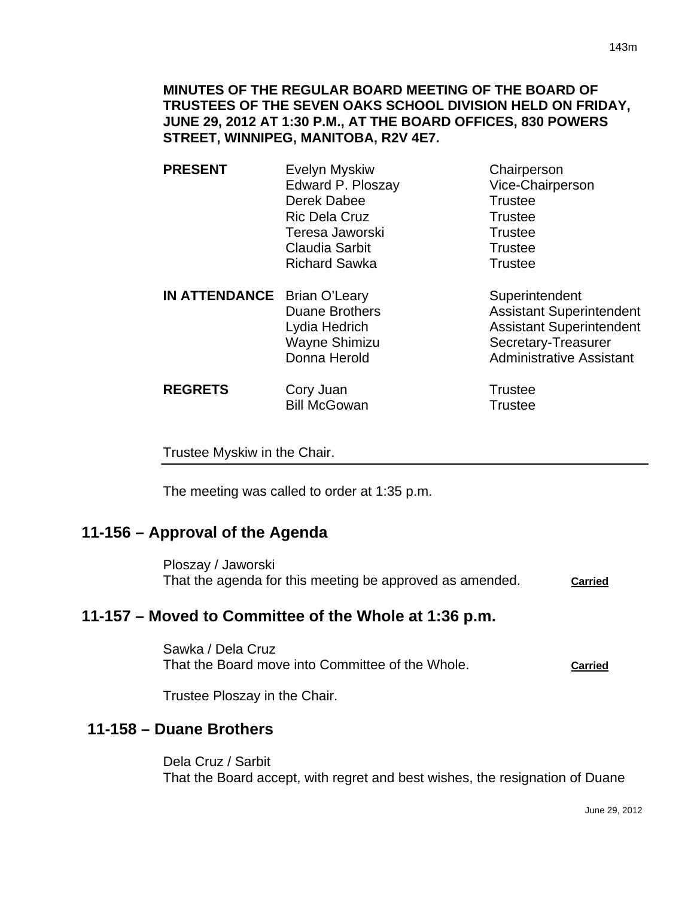**MINUTES OF THE REGULAR BOARD MEETING OF THE BOARD OF TRUSTEES OF THE SEVEN OAKS SCHOOL DIVISION HELD ON FRIDAY, JUNE 29, 2012 AT 1:30 P.M., AT THE BOARD OFFICES, 830 POWERS STREET, WINNIPEG, MANITOBA, R2V 4E7.**

| | | |
|---|---|---|
| **PRESENT** | Evelyn Myskiw | Chairperson |
| | Edward P. Ploszay | Vice-Chairperson |
| | Derek Dabee | Trustee |
| | Ric Dela Cruz | Trustee |
| | Teresa Jaworski | Trustee |
| | Claudia Sarbit | Trustee |
| | Richard Sawka | Trustee |
| **IN ATTENDANCE** | Brian O'Leary | Superintendent |
| | Duane Brothers | Assistant Superintendent |
| | Lydia Hedrich | Assistant Superintendent |
| | Wayne Shimizu | Secretary-Treasurer |
| | Donna Herold | Administrative Assistant |
| **REGRETS** | Cory Juan | Trustee |
| | Bill McGowan | Trustee |

Trustee Myskiw in the Chair.

The meeting was called to order at 1:35 p.m.

## 11-156 – Approval of the Agenda

Ploszay / Jaworski
That the agenda for this meeting be approved as amended. **Carried**

## 11-157 – Moved to Committee of the Whole at 1:36 p.m.

Sawka / Dela Cruz
That the Board move into Committee of the Whole. **Carried**

Trustee Ploszay in the Chair.

## 11-158 – Duane Brothers

Dela Cruz / Sarbit
That the Board accept, with regret and best wishes, the resignation of Duane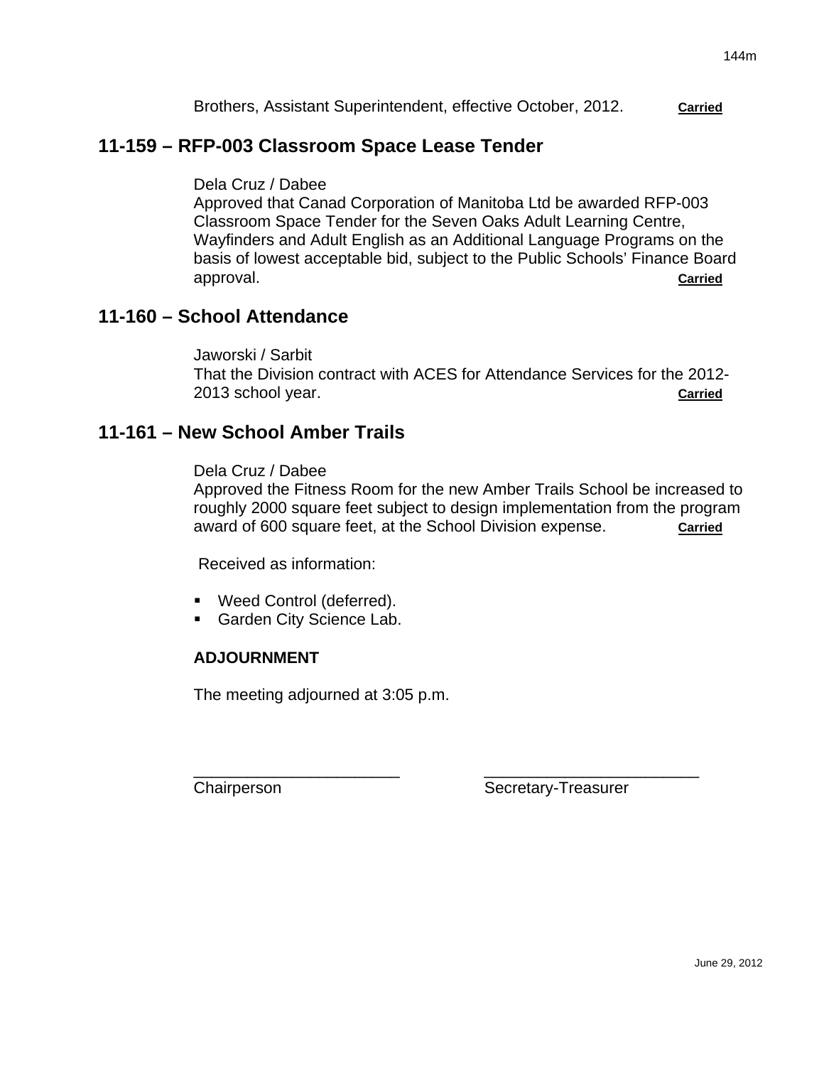Brothers, Assistant Superintendent, effective October, 2012. **Carried**

## 11-159 – RFP-003 Classroom Space Lease Tender

Dela Cruz / Dabee
Approved that Canad Corporation of Manitoba Ltd be awarded RFP-003 Classroom Space Tender for the Seven Oaks Adult Learning Centre, Wayfinders and Adult English as an Additional Language Programs on the basis of lowest acceptable bid, subject to the Public Schools' Finance Board approval. **Carried**

## 11-160 – School Attendance

Jaworski / Sarbit
That the Division contract with ACES for Attendance Services for the 2012-2013 school year. **Carried**

## 11-161 – New School Amber Trails

Dela Cruz / Dabee
Approved the Fitness Room for the new Amber Trails School be increased to roughly 2000 square feet subject to design implementation from the program award of 600 square feet, at the School Division expense. **Carried**

Received as information:

- Weed Control (deferred).
- Garden City Science Lab.

**ADJOURNMENT**

The meeting adjourned at 3:05 p.m.

_______________________ _______________________
Chairperson Secretary-Treasurer

June 29, 2012